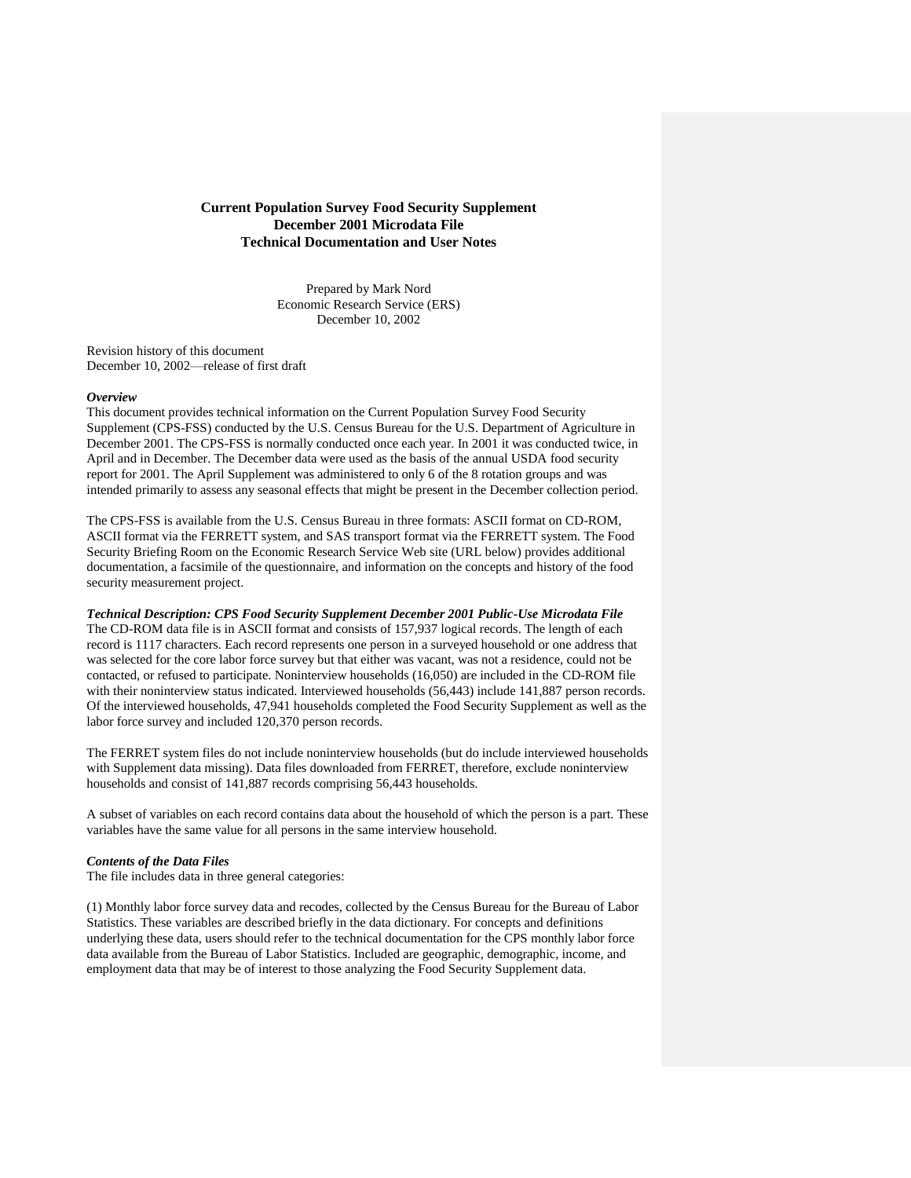# Current Population Survey Food Security Supplement
# December 2001 Microdata File
# Technical Documentation and User Notes

Prepared by Mark Nord
Economic Research Service (ERS)
December 10, 2002

Revision history of this document
December 10, 2002—release of first draft

***Overview***

This document provides technical information on the Current Population Survey Food Security Supplement (CPS-FSS) conducted by the U.S. Census Bureau for the U.S. Department of Agriculture in December 2001. The CPS-FSS is normally conducted once each year. In 2001 it was conducted twice, in April and in December. The December data were used as the basis of the annual USDA food security report for 2001. The April Supplement was administered to only 6 of the 8 rotation groups and was intended primarily to assess any seasonal effects that might be present in the December collection period.

The CPS-FSS is available from the U.S. Census Bureau in three formats: ASCII format on CD-ROM, ASCII format via the FERRETT system, and SAS transport format via the FERRETT system. The Food Security Briefing Room on the Economic Research Service Web site (URL below) provides additional documentation, a facsimile of the questionnaire, and information on the concepts and history of the food security measurement project.

***Technical Description: CPS Food Security Supplement December 2001 Public-Use Microdata File***

The CD-ROM data file is in ASCII format and consists of 157,937 logical records. The length of each record is 1117 characters. Each record represents one person in a surveyed household or one address that was selected for the core labor force survey but that either was vacant, was not a residence, could not be contacted, or refused to participate. Noninterview households (16,050) are included in the CD-ROM file with their noninterview status indicated. Interviewed households (56,443) include 141,887 person records. Of the interviewed households, 47,941 households completed the Food Security Supplement as well as the labor force survey and included 120,370 person records.

The FERRET system files do not include noninterview households (but do include interviewed households with Supplement data missing). Data files downloaded from FERRET, therefore, exclude noninterview households and consist of 141,887 records comprising 56,443 households.

A subset of variables on each record contains data about the household of which the person is a part. These variables have the same value for all persons in the same interview household.

***Contents of the Data Files***

The file includes data in three general categories:

(1) Monthly labor force survey data and recodes, collected by the Census Bureau for the Bureau of Labor Statistics. These variables are described briefly in the data dictionary. For concepts and definitions underlying these data, users should refer to the technical documentation for the CPS monthly labor force data available from the Bureau of Labor Statistics. Included are geographic, demographic, income, and employment data that may be of interest to those analyzing the Food Security Supplement data.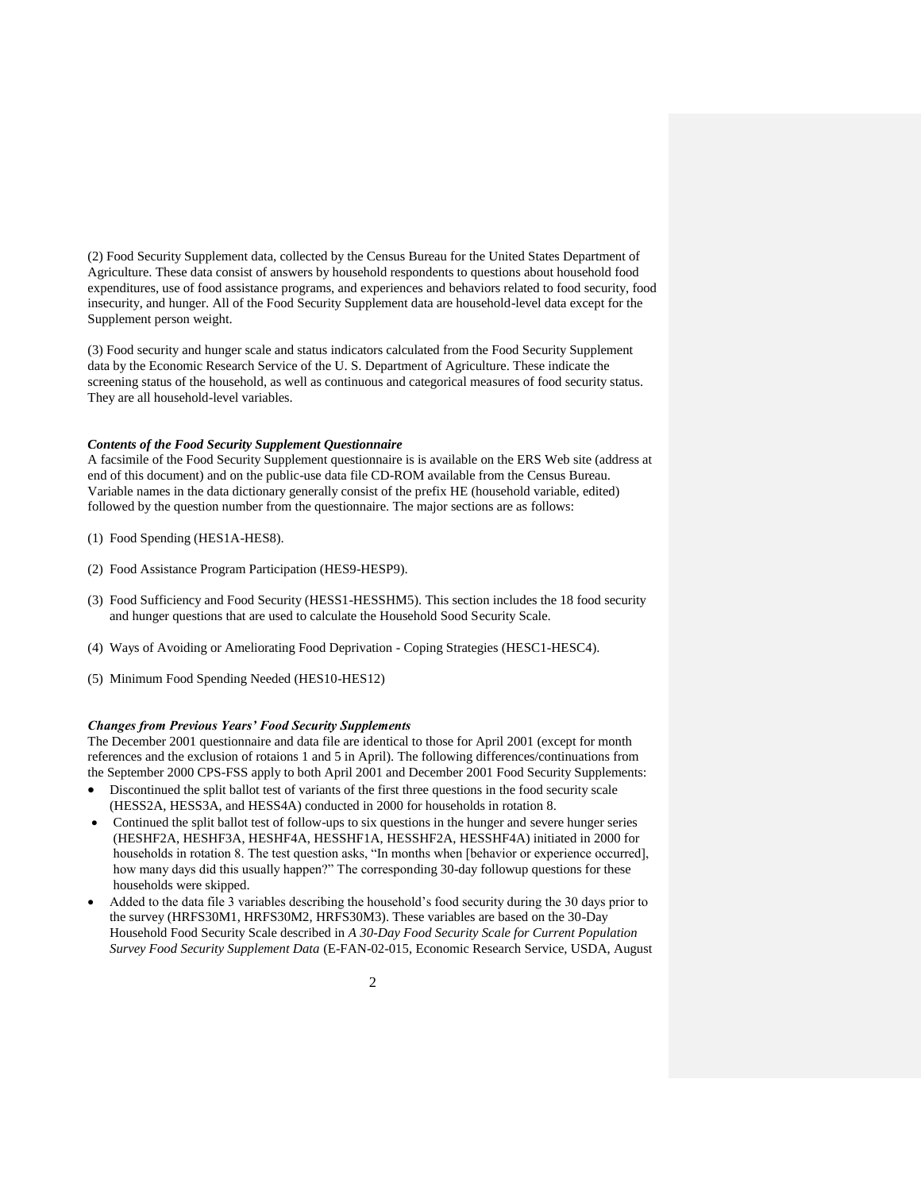(2) Food Security Supplement data, collected by the Census Bureau for the United States Department of Agriculture. These data consist of answers by household respondents to questions about household food expenditures, use of food assistance programs, and experiences and behaviors related to food security, food insecurity, and hunger. All of the Food Security Supplement data are household-level data except for the Supplement person weight.

(3) Food security and hunger scale and status indicators calculated from the Food Security Supplement data by the Economic Research Service of the U. S. Department of Agriculture. These indicate the screening status of the household, as well as continuous and categorical measures of food security status. They are all household-level variables.

***Contents of the Food Security Supplement Questionnaire***

A facsimile of the Food Security Supplement questionnaire is is available on the ERS Web site (address at end of this document) and on the public-use data file CD-ROM available from the Census Bureau. Variable names in the data dictionary generally consist of the prefix HE (household variable, edited) followed by the question number from the questionnaire. The major sections are as follows:

(1) Food Spending (HES1A-HES8).

(2) Food Assistance Program Participation (HES9-HESP9).

(3) Food Sufficiency and Food Security (HESS1-HESSHM5). This section includes the 18 food security and hunger questions that are used to calculate the Household Sood Security Scale.

(4) Ways of Avoiding or Ameliorating Food Deprivation - Coping Strategies (HESC1-HESC4).

(5) Minimum Food Spending Needed (HES10-HES12)

***Changes from Previous Years' Food Security Supplements***

The December 2001 questionnaire and data file are identical to those for April 2001 (except for month references and the exclusion of rotaions 1 and 5 in April). The following differences/continuations from the September 2000 CPS-FSS apply to both April 2001 and December 2001 Food Security Supplements:

- Discontinued the split ballot test of variants of the first three questions in the food security scale (HESS2A, HESS3A, and HESS4A) conducted in 2000 for households in rotation 8.
- Continued the split ballot test of follow-ups to six questions in the hunger and severe hunger series (HESHF2A, HESHF3A, HESHF4A, HESSHF1A, HESSHF2A, HESSHF4A) initiated in 2000 for households in rotation 8. The test question asks, "In months when [behavior or experience occurred], how many days did this usually happen?" The corresponding 30-day followup questions for these households were skipped.
- Added to the data file 3 variables describing the household's food security during the 30 days prior to the survey (HRFS30M1, HRFS30M2, HRFS30M3). These variables are based on the 30-Day Household Food Security Scale described in *A 30-Day Food Security Scale for Current Population Survey Food Security Supplement Data* (E-FAN-02-015, Economic Research Service, USDA, August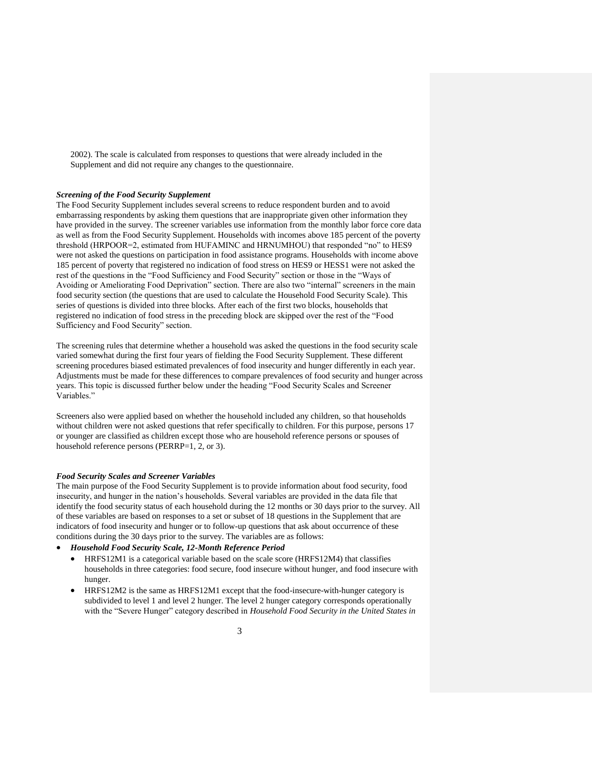2002). The scale is calculated from responses to questions that were already included in the Supplement and did not require any changes to the questionnaire.

***Screening of the Food Security Supplement***

The Food Security Supplement includes several screens to reduce respondent burden and to avoid embarrassing respondents by asking them questions that are inappropriate given other information they have provided in the survey. The screener variables use information from the monthly labor force core data as well as from the Food Security Supplement. Households with incomes above 185 percent of the poverty threshold (HRPOOR=2, estimated from HUFAMINC and HRNUMHOU) that responded "no" to HES9 were not asked the questions on participation in food assistance programs. Households with income above 185 percent of poverty that registered no indication of food stress on HES9 or HESS1 were not asked the rest of the questions in the "Food Sufficiency and Food Security" section or those in the "Ways of Avoiding or Ameliorating Food Deprivation" section. There are also two "internal" screeners in the main food security section (the questions that are used to calculate the Household Food Security Scale). This series of questions is divided into three blocks. After each of the first two blocks, households that registered no indication of food stress in the preceding block are skipped over the rest of the "Food Sufficiency and Food Security" section.

The screening rules that determine whether a household was asked the questions in the food security scale varied somewhat during the first four years of fielding the Food Security Supplement. These different screening procedures biased estimated prevalences of food insecurity and hunger differently in each year. Adjustments must be made for these differences to compare prevalences of food security and hunger across years. This topic is discussed further below under the heading "Food Security Scales and Screener Variables."

Screeners also were applied based on whether the household included any children, so that households without children were not asked questions that refer specifically to children. For this purpose, persons 17 or younger are classified as children except those who are household reference persons or spouses of household reference persons (PERRP=1, 2, or 3).

***Food Security Scales and Screener Variables***

The main purpose of the Food Security Supplement is to provide information about food security, food insecurity, and hunger in the nation's households. Several variables are provided in the data file that identify the food security status of each household during the 12 months or 30 days prior to the survey. All of these variables are based on responses to a set or subset of 18 questions in the Supplement that are indicators of food insecurity and hunger or to follow-up questions that ask about occurrence of these conditions during the 30 days prior to the survey. The variables are as follows:

- ***Household Food Security Scale, 12-Month Reference Period***
  - HRFS12M1 is a categorical variable based on the scale score (HRFS12M4) that classifies households in three categories: food secure, food insecure without hunger, and food insecure with hunger.
  - HRFS12M2 is the same as HRFS12M1 except that the food-insecure-with-hunger category is subdivided to level 1 and level 2 hunger. The level 2 hunger category corresponds operationally with the "Severe Hunger" category described in *Household Food Security in the United States in*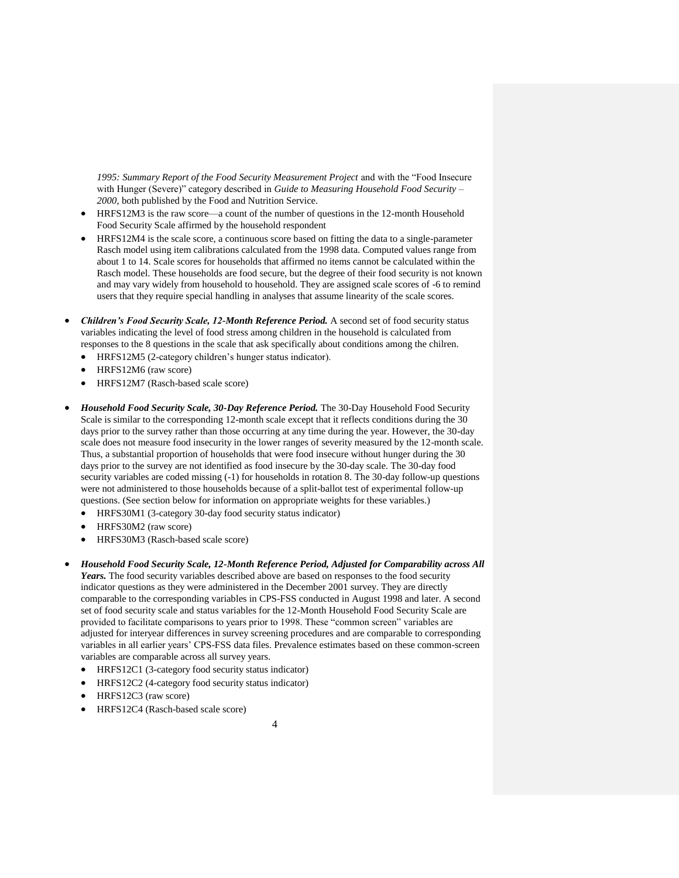*1995: Summary Report of the Food Security Measurement Project* and with the "Food Insecure with Hunger (Severe)" category described in *Guide to Measuring Household Food Security – 2000*, both published by the Food and Nutrition Service.

- HRFS12M3 is the raw score—a count of the number of questions in the 12-month Household Food Security Scale affirmed by the household respondent
- HRFS12M4 is the scale score, a continuous score based on fitting the data to a single-parameter Rasch model using item calibrations calculated from the 1998 data. Computed values range from about 1 to 14. Scale scores for households that affirmed no items cannot be calculated within the Rasch model. These households are food secure, but the degree of their food security is not known and may vary widely from household to household. They are assigned scale scores of -6 to remind users that they require special handling in analyses that assume linearity of the scale scores.

- ***Children's Food Security Scale, 12-Month Reference Period.*** A second set of food security status variables indicating the level of food stress among children in the household is calculated from responses to the 8 questions in the scale that ask specifically about conditions among the chilren.
  - HRFS12M5 (2-category children's hunger status indicator).
  - HRFS12M6 (raw score)
  - HRFS12M7 (Rasch-based scale score)

- ***Household Food Security Scale, 30-Day Reference Period.*** The 30-Day Household Food Security Scale is similar to the corresponding 12-month scale except that it reflects conditions during the 30 days prior to the survey rather than those occurring at any time during the year. However, the 30-day scale does not measure food insecurity in the lower ranges of severity measured by the 12-month scale. Thus, a substantial proportion of households that were food insecure without hunger during the 30 days prior to the survey are not identified as food insecure by the 30-day scale. The 30-day food security variables are coded missing (-1) for households in rotation 8. The 30-day follow-up questions were not administered to those households because of a split-ballot test of experimental follow-up questions. (See section below for information on appropriate weights for these variables.)
  - HRFS30M1 (3-category 30-day food security status indicator)
  - HRFS30M2 (raw score)
  - HRFS30M3 (Rasch-based scale score)

- ***Household Food Security Scale, 12-Month Reference Period, Adjusted for Comparability across All Years.*** The food security variables described above are based on responses to the food security indicator questions as they were administered in the December 2001 survey. They are directly comparable to the corresponding variables in CPS-FSS conducted in August 1998 and later. A second set of food security scale and status variables for the 12-Month Household Food Security Scale are provided to facilitate comparisons to years prior to 1998. These "common screen" variables are adjusted for interyear differences in survey screening procedures and are comparable to corresponding variables in all earlier years' CPS-FSS data files. Prevalence estimates based on these common-screen variables are comparable across all survey years.
  - HRFS12C1 (3-category food security status indicator)
  - HRFS12C2 (4-category food security status indicator)
  - HRFS12C3 (raw score)
  - HRFS12C4 (Rasch-based scale score)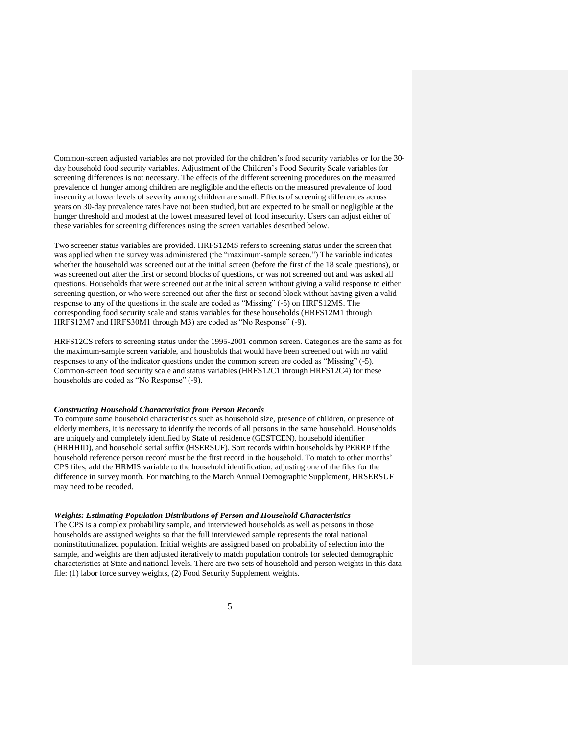Common-screen adjusted variables are not provided for the children's food security variables or for the 30-day household food security variables. Adjustment of the Children's Food Security Scale variables for screening differences is not necessary. The effects of the different screening procedures on the measured prevalence of hunger among children are negligible and the effects on the measured prevalence of food insecurity at lower levels of severity among children are small. Effects of screening differences across years on 30-day prevalence rates have not been studied, but are expected to be small or negligible at the hunger threshold and modest at the lowest measured level of food insecurity. Users can adjust either of these variables for screening differences using the screen variables described below.

Two screener status variables are provided. HRFS12MS refers to screening status under the screen that was applied when the survey was administered (the "maximum-sample screen.") The variable indicates whether the household was screened out at the initial screen (before the first of the 18 scale questions), or was screened out after the first or second blocks of questions, or was not screened out and was asked all questions. Households that were screened out at the initial screen without giving a valid response to either screening question, or who were screened out after the first or second block without having given a valid response to any of the questions in the scale are coded as "Missing" (-5) on HRFS12MS. The corresponding food security scale and status variables for these households (HRFS12M1 through HRFS12M7 and HRFS30M1 through M3) are coded as "No Response" (-9).

HRFS12CS refers to screening status under the 1995-2001 common screen. Categories are the same as for the maximum-sample screen variable, and housholds that would have been screened out with no valid responses to any of the indicator questions under the common screen are coded as "Missing" (-5). Common-screen food security scale and status variables (HRFS12C1 through HRFS12C4) for these households are coded as "No Response" (-9).

***Constructing Household Characteristics from Person Records***

To compute some household characteristics such as household size, presence of children, or presence of elderly members, it is necessary to identify the records of all persons in the same household. Households are uniquely and completely identified by State of residence (GESTCEN), household identifier (HRHHID), and household serial suffix (HSERSUF). Sort records within households by PERRP if the household reference person record must be the first record in the household. To match to other months' CPS files, add the HRMIS variable to the household identification, adjusting one of the files for the difference in survey month. For matching to the March Annual Demographic Supplement, HRSERSUF may need to be recoded.

***Weights: Estimating Population Distributions of Person and Household Characteristics***

The CPS is a complex probability sample, and interviewed households as well as persons in those households are assigned weights so that the full interviewed sample represents the total national noninstitutionalized population. Initial weights are assigned based on probability of selection into the sample, and weights are then adjusted iteratively to match population controls for selected demographic characteristics at State and national levels. There are two sets of household and person weights in this data file: (1) labor force survey weights, (2) Food Security Supplement weights.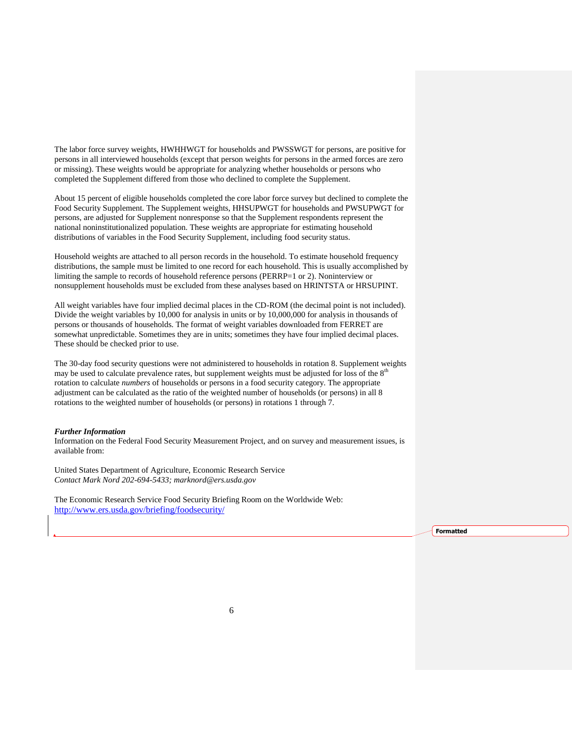The labor force survey weights, HWHHWGT for households and PWSSWGT for persons, are positive for persons in all interviewed households (except that person weights for persons in the armed forces are zero or missing). These weights would be appropriate for analyzing whether households or persons who completed the Supplement differed from those who declined to complete the Supplement.

About 15 percent of eligible households completed the core labor force survey but declined to complete the Food Security Supplement. The Supplement weights, HHSUPWGT for households and PWSUPWGT for persons, are adjusted for Supplement nonresponse so that the Supplement respondents represent the national noninstitutionalized population. These weights are appropriate for estimating household distributions of variables in the Food Security Supplement, including food security status.

Household weights are attached to all person records in the household. To estimate household frequency distributions, the sample must be limited to one record for each household. This is usually accomplished by limiting the sample to records of household reference persons (PERRP=1 or 2). Noninterview or nonsupplement households must be excluded from these analyses based on HRINTSTA or HRSUPINT.

All weight variables have four implied decimal places in the CD-ROM (the decimal point is not included). Divide the weight variables by 10,000 for analysis in units or by 10,000,000 for analysis in thousands of persons or thousands of households. The format of weight variables downloaded from FERRET are somewhat unpredictable. Sometimes they are in units; sometimes they have four implied decimal places. These should be checked prior to use.

The 30-day food security questions were not administered to households in rotation 8. Supplement weights may be used to calculate prevalence rates, but supplement weights must be adjusted for loss of the 8th rotation to calculate *numbers* of households or persons in a food security category. The appropriate adjustment can be calculated as the ratio of the weighted number of households (or persons) in all 8 rotations to the weighted number of households (or persons) in rotations 1 through 7.

***Further Information***

Information on the Federal Food Security Measurement Project, and on survey and measurement issues, is available from:

United States Department of Agriculture, Economic Research Service
*Contact Mark Nord 202-694-5433; marknord@ers.usda.gov*

The Economic Research Service Food Security Briefing Room on the Worldwide Web:
http://www.ers.usda.gov/briefing/foodsecurity/